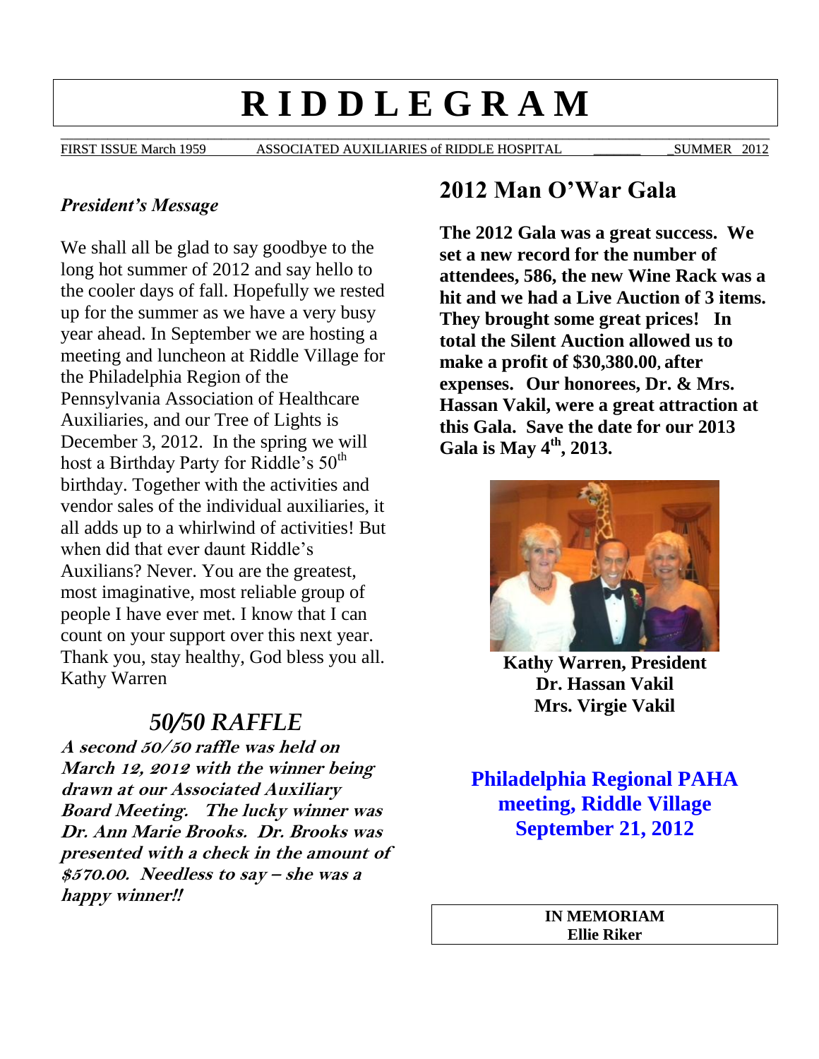# RIDDLEGRAM

FIRST ISSUE March 1959 ASSOCIATED AUXILIARIES of RIDDLE HOSPITAL SUMMER 2012

*President's Message*

We shall all be glad to say goodbye to the long hot summer of 2012 and say hello to the cooler days of fall. Hopefully we rested up for the summer as we have a very busy year ahead. In September we are hosting a meeting and luncheon at Riddle Village for the Philadelphia Region of the Pennsylvania Association of Healthcare Auxiliaries, and our Tree of Lights is December 3, 2012. In the spring we will host a Birthday Party for Riddle's 50th birthday. Together with the activities and vendor sales of the individual auxiliaries, it all adds up to a whirlwind of activities! But when did that ever daunt Riddle's Auxilians? Never. You are the greatest, most imaginative, most reliable group of people I have ever met. I know that I can count on your support over this next year. Thank you, stay healthy, God bless you all.
Kathy Warren

## *50/50 RAFFLE*

***A second 50/50 raffle was held on March 12, 2012 with the winner being drawn at our Associated Auxiliary Board Meeting. The lucky winner was Dr. Ann Marie Brooks. Dr. Brooks was presented with a check in the amount of $570.00. Needless to say – she was a happy winner!!***

## 2012 Man O'War Gala

**The 2012 Gala was a great success. We set a new record for the number of attendees, 586, the new Wine Rack was a hit and we had a Live Auction of 3 items. They brought some great prices! In total the Silent Auction allowed us to make a profit of $30,380.00, after expenses. Our honorees, Dr. & Mrs. Hassan Vakil, were a great attraction at this Gala. Save the date for our 2013 Gala is May 4th, 2013.**

**Kathy Warren, President**
**Dr. Hassan Vakil**
**Mrs. Virgie Vakil**

**Philadelphia Regional PAHA meeting, Riddle Village September 21, 2012**

**IN MEMORIAM**
**Ellie Riker**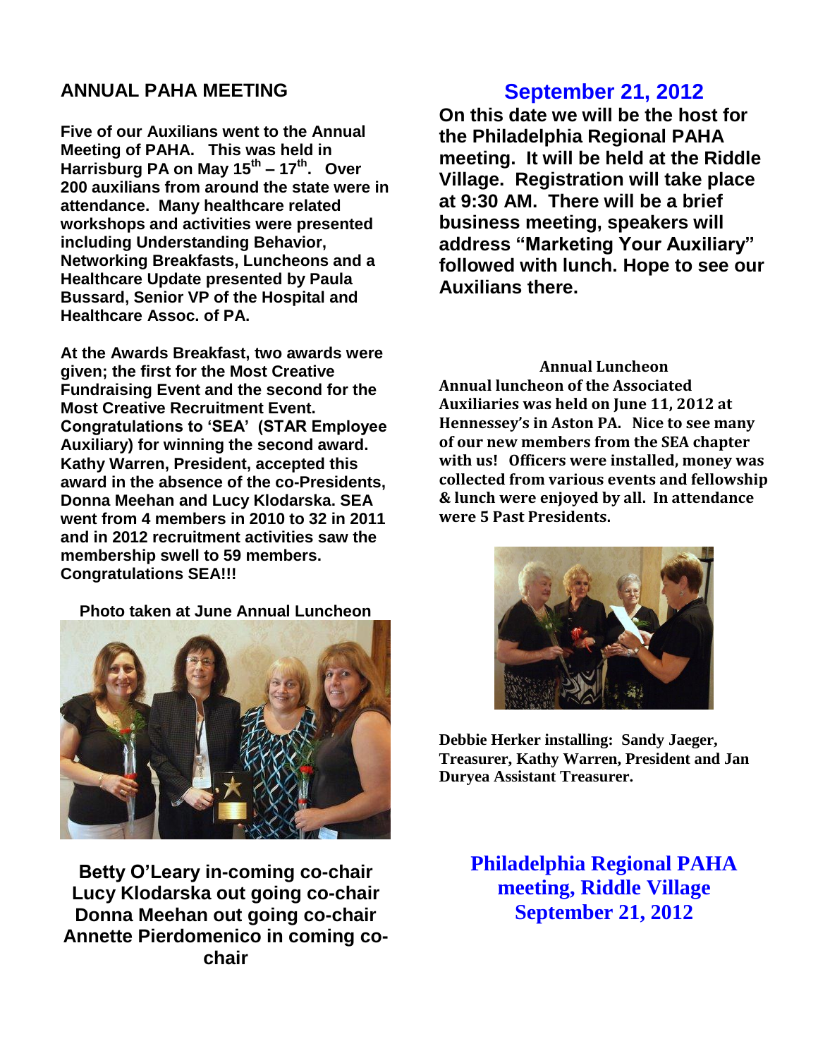## ANNUAL PAHA MEETING

**Five of our Auxilians went to the Annual Meeting of PAHA. This was held in Harrisburg PA on May 15th – 17th. Over 200 auxilians from around the state were in attendance. Many healthcare related workshops and activities were presented including Understanding Behavior, Networking Breakfasts, Luncheons and a Healthcare Update presented by Paula Bussard, Senior VP of the Hospital and Healthcare Assoc. of PA.**

**At the Awards Breakfast, two awards were given; the first for the Most Creative Fundraising Event and the second for the Most Creative Recruitment Event. Congratulations to 'SEA' (STAR Employee Auxiliary) for winning the second award. Kathy Warren, President, accepted this award in the absence of the co-Presidents, Donna Meehan and Lucy Klodarska. SEA went from 4 members in 2010 to 32 in 2011 and in 2012 recruitment activities saw the membership swell to 59 members. Congratulations SEA!!!**

**Photo taken at June Annual Luncheon**

**Betty O'Leary in-coming co-chair**
**Lucy Klodarska out going co-chair**
**Donna Meehan out going co-chair**
**Annette Pierdomenico in coming co-chair**

## September 21, 2012

**On this date we will be the host for the Philadelphia Regional PAHA meeting. It will be held at the Riddle Village. Registration will take place at 9:30 AM. There will be a brief business meeting, speakers will address "Marketing Your Auxiliary" followed with lunch. Hope to see our Auxilians there.**

### Annual Luncheon

**Annual luncheon of the Associated Auxiliaries was held on June 11, 2012 at Hennessey's in Aston PA. Nice to see many of our new members from the SEA chapter with us! Officers were installed, money was collected from various events and fellowship & lunch were enjoyed by all. In attendance were 5 Past Presidents.**

**Debbie Herker installing: Sandy Jaeger, Treasurer, Kathy Warren, President and Jan Duryea Assistant Treasurer.**

**Philadelphia Regional PAHA meeting, Riddle Village September 21, 2012**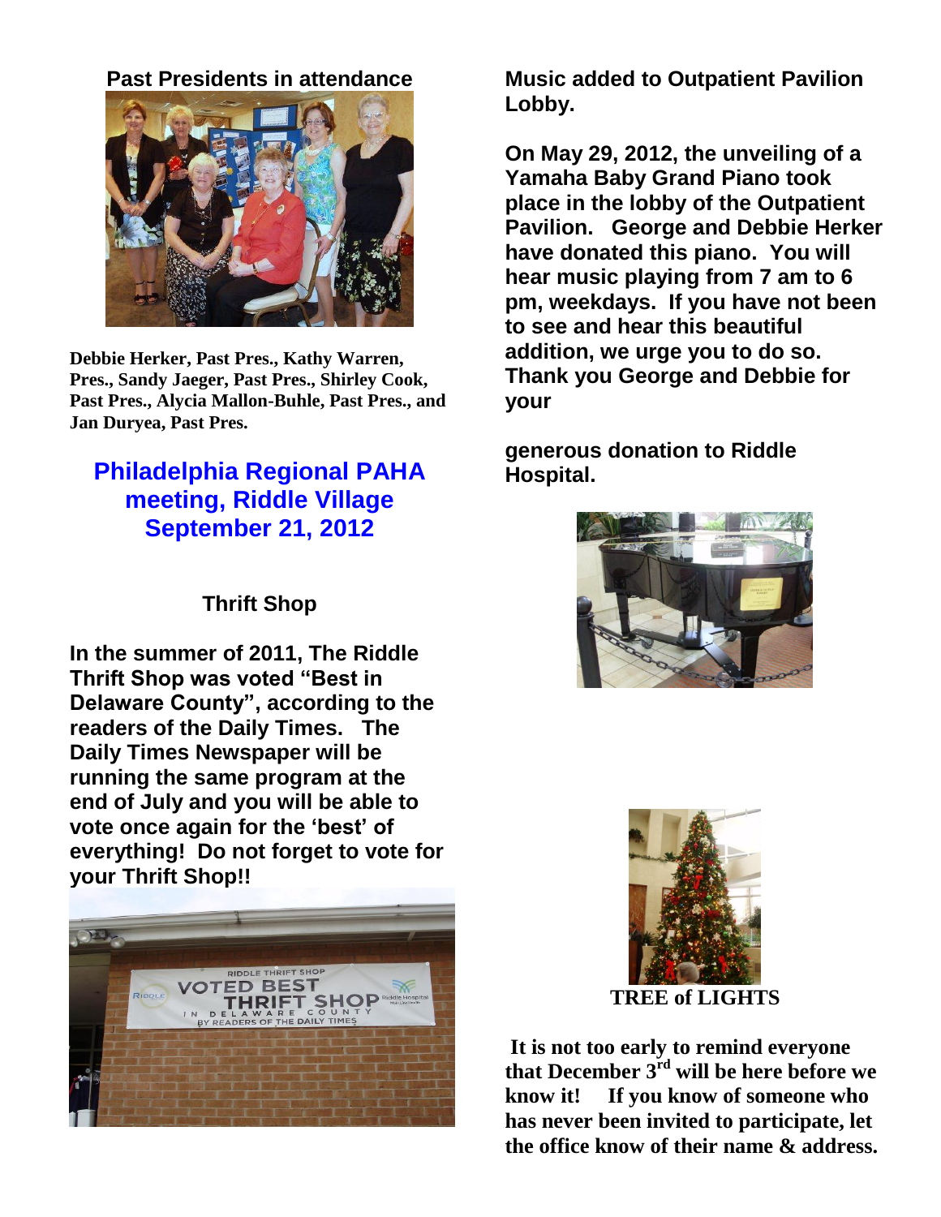**Past Presidents in attendance**

**Debbie Herker, Past Pres., Kathy Warren, Pres., Sandy Jaeger, Past Pres., Shirley Cook, Past Pres., Alycia Mallon-Buhle, Past Pres., and Jan Duryea, Past Pres.**

## Philadelphia Regional PAHA meeting, Riddle Village September 21, 2012

### Thrift Shop

**In the summer of 2011, The Riddle Thrift Shop was voted "Best in Delaware County", according to the readers of the Daily Times. The Daily Times Newspaper will be running the same program at the end of July and you will be able to vote once again for the 'best' of everything! Do not forget to vote for your Thrift Shop!!**

### Music added to Outpatient Pavilion Lobby.

**On May 29, 2012, the unveiling of a Yamaha Baby Grand Piano took place in the lobby of the Outpatient Pavilion. George and Debbie Herker have donated this piano. You will hear music playing from 7 am to 6 pm, weekdays. If you have not been to see and hear this beautiful addition, we urge you to do so. Thank you George and Debbie for your generous donation to Riddle Hospital.**

**TREE of LIGHTS**

**It is not too early to remind everyone that December 3rd will be here before we know it! If you know of someone who has never been invited to participate, let the office know of their name & address.**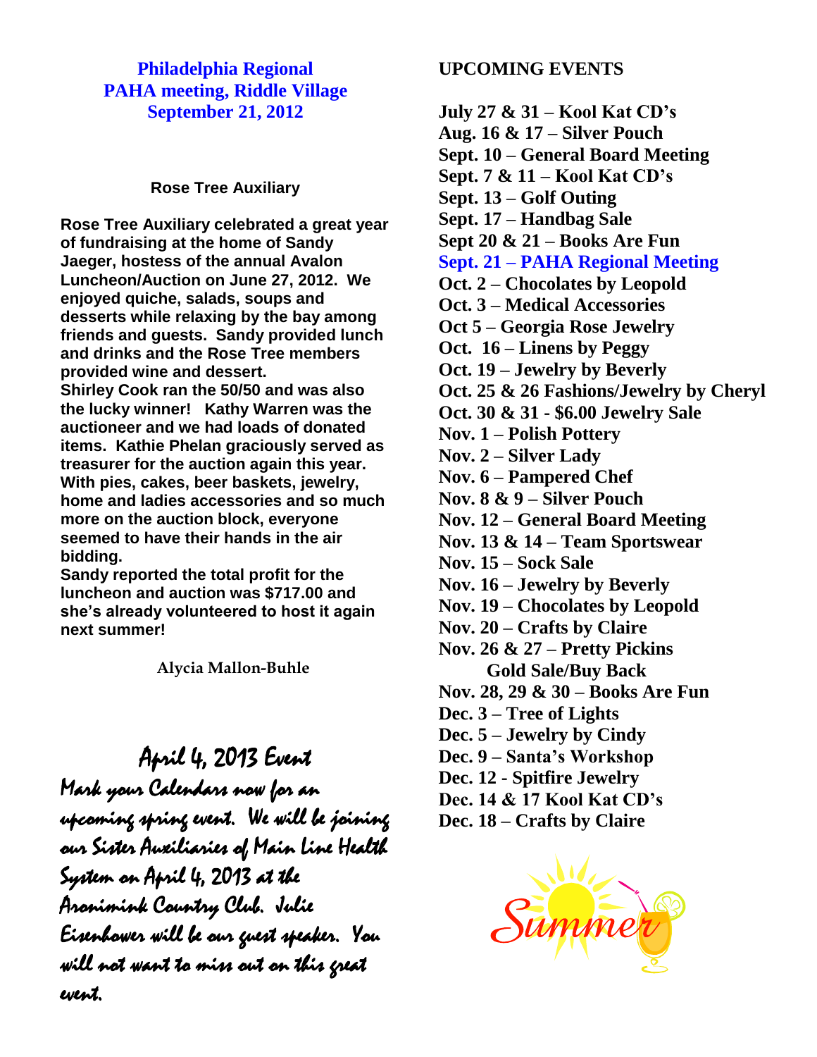## Philadelphia Regional PAHA meeting, Riddle Village September 21, 2012

### Rose Tree Auxiliary

**Rose Tree Auxiliary celebrated a great year of fundraising at the home of Sandy Jaeger, hostess of the annual Avalon Luncheon/Auction on June 27, 2012. We enjoyed quiche, salads, soups and desserts while relaxing by the bay among friends and guests. Sandy provided lunch and drinks and the Rose Tree members provided wine and dessert.**

**Shirley Cook ran the 50/50 and was also the lucky winner! Kathy Warren was the auctioneer and we had loads of donated items. Kathie Phelan graciously served as treasurer for the auction again this year. With pies, cakes, beer baskets, jewelry, home and ladies accessories and so much more on the auction block, everyone seemed to have their hands in the air bidding.**

**Sandy reported the total profit for the luncheon and auction was $717.00 and she's already volunteered to host it again next summer!**

**Alycia Mallon-Buhle**

### April 4, 2013 Event

*Mark your Calendars now for an upcoming spring event. We will be joining our Sister Auxiliaries of Main Line Health System on April 4, 2013 at the Aronimink Country Club. Julie Eisenhower will be our guest speaker. You will not want to miss out on this great event.*

## UPCOMING EVENTS

**July 27 & 31 – Kool Kat CD's**
**Aug. 16 & 17 – Silver Pouch**
**Sept. 10 – General Board Meeting**
**Sept. 7 & 11 – Kool Kat CD's**
**Sept. 13 – Golf Outing**
**Sept. 17 – Handbag Sale**
**Sept 20 & 21 – Books Are Fun**
**Sept. 21 – PAHA Regional Meeting**
**Oct. 2 – Chocolates by Leopold**
**Oct. 3 – Medical Accessories**
**Oct 5 – Georgia Rose Jewelry**
**Oct. 16 – Linens by Peggy**
**Oct. 19 – Jewelry by Beverly**
**Oct. 25 & 26 Fashions/Jewelry by Cheryl**
**Oct. 30 & 31 - $6.00 Jewelry Sale**
**Nov. 1 – Polish Pottery**
**Nov. 2 – Silver Lady**
**Nov. 6 – Pampered Chef**
**Nov. 8 & 9 – Silver Pouch**
**Nov. 12 – General Board Meeting**
**Nov. 13 & 14 – Team Sportswear**
**Nov. 15 – Sock Sale**
**Nov. 16 – Jewelry by Beverly**
**Nov. 19 – Chocolates by Leopold**
**Nov. 20 – Crafts by Claire**
**Nov. 26 & 27 – Pretty Pickins Gold Sale/Buy Back**
**Nov. 28, 29 & 30 – Books Are Fun**
**Dec. 3 – Tree of Lights**
**Dec. 5 – Jewelry by Cindy**
**Dec. 9 – Santa's Workshop**
**Dec. 12 - Spitfire Jewelry**
**Dec. 14 & 17 Kool Kat CD's**
**Dec. 18 – Crafts by Claire**

Summer